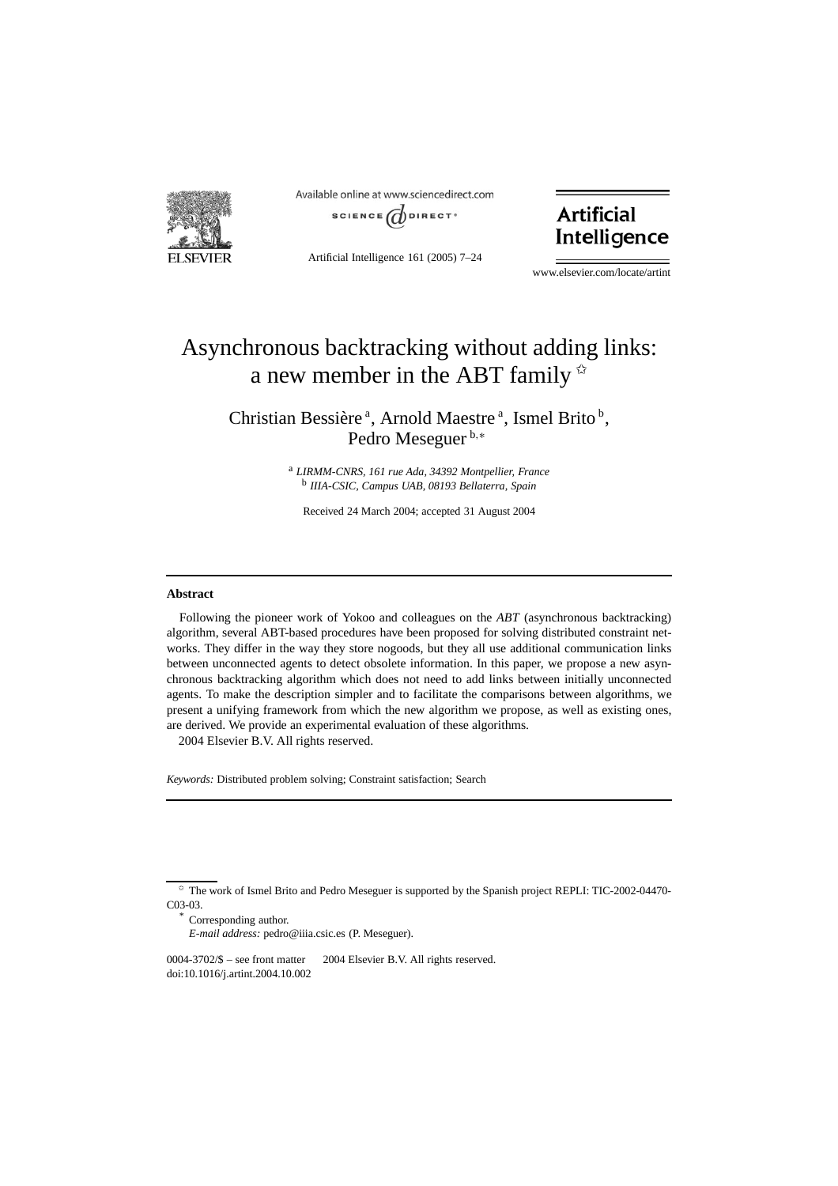# Asynchronous backtracking without adding links: a new member in the ABT family ☆

Christian Bessière [a], Arnold Maestre [a], Ismel Brito [b], Pedro Meseguer [b,*]

[a] *LIRMM-CNRS, 161 rue Ada, 34392 Montpellier, France*
[b] *IIIA-CSIC, Campus UAB, 08193 Bellaterra, Spain*

Received 24 March 2004; accepted 31 August 2004

---

**Abstract**

Following the pioneer work of Yokoo and colleagues on the *ABT* (asynchronous backtracking) algorithm, several ABT-based procedures have been proposed for solving distributed constraint networks. They differ in the way they store nogoods, but they all use additional communication links between unconnected agents to detect obsolete information. In this paper, we propose a new asynchronous backtracking algorithm which does not need to add links between initially unconnected agents. To make the description simpler and to facilitate the comparisons between algorithms, we present a unifying framework from which the new algorithm we propose, as well as existing ones, are derived. We provide an experimental evaluation of these algorithms.
2004 Elsevier B.V. All rights reserved.

*Keywords:* Distributed problem solving; Constraint satisfaction; Search

---

☆ The work of Ismel Brito and Pedro Meseguer is supported by the Spanish project REPLI: TIC-2002-04470-C03-03.

\* Corresponding author.
*E-mail address:* pedro@iiia.csic.es (P. Meseguer).

0004-3702/$ – see front matter 2004 Elsevier B.V. All rights reserved.
doi:10.1016/j.artint.2004.10.002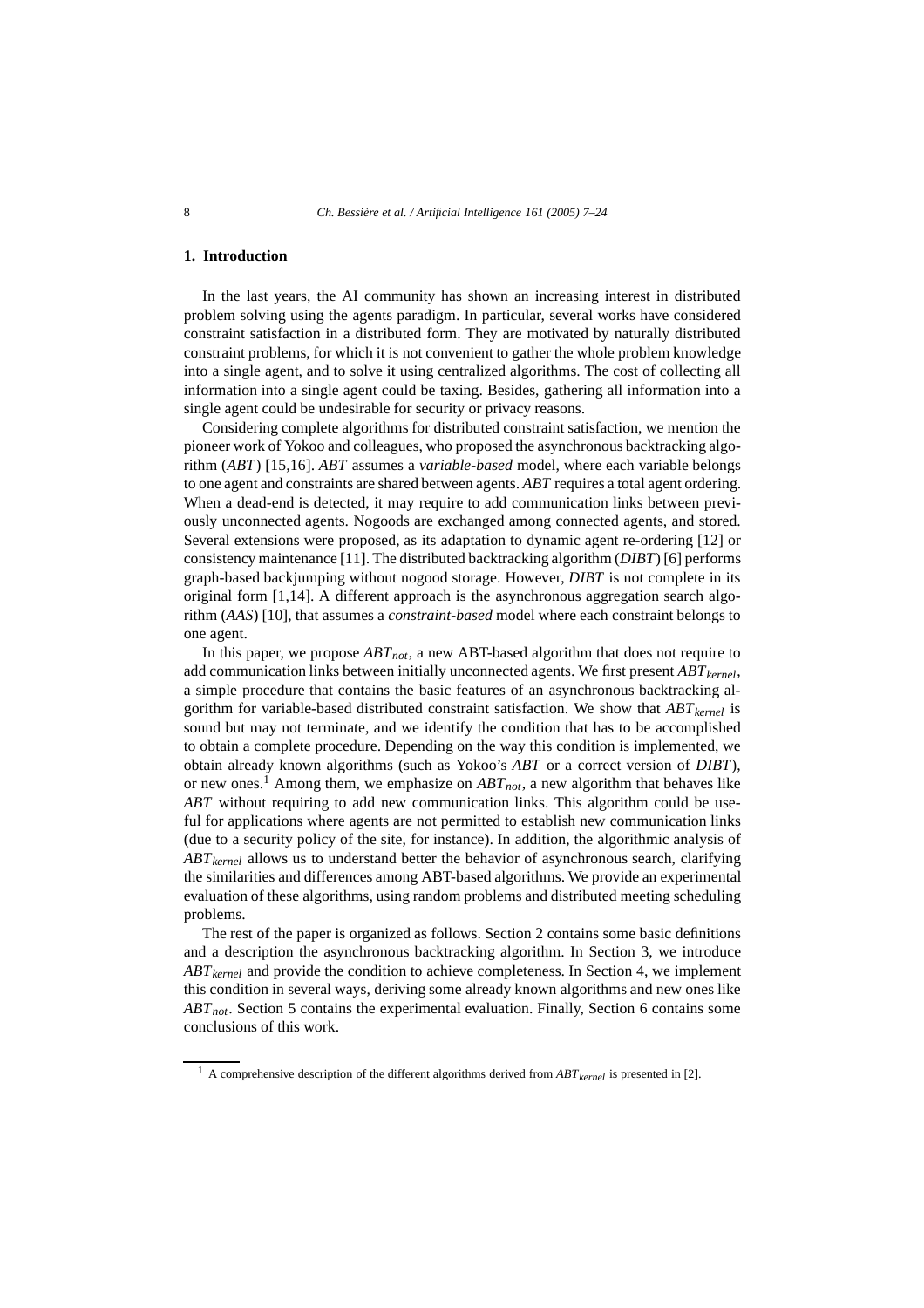## 1. Introduction

In the last years, the AI community has shown an increasing interest in distributed problem solving using the agents paradigm. In particular, several works have considered constraint satisfaction in a distributed form. They are motivated by naturally distributed constraint problems, for which it is not convenient to gather the whole problem knowledge into a single agent, and to solve it using centralized algorithms. The cost of collecting all information into a single agent could be taxing. Besides, gathering all information into a single agent could be undesirable for security or privacy reasons.

Considering complete algorithms for distributed constraint satisfaction, we mention the pioneer work of Yokoo and colleagues, who proposed the asynchronous backtracking algorithm (*ABT*) [15,16]. *ABT* assumes a *variable-based* model, where each variable belongs to one agent and constraints are shared between agents. *ABT* requires a total agent ordering. When a dead-end is detected, it may require to add communication links between previously unconnected agents. Nogoods are exchanged among connected agents, and stored. Several extensions were proposed, as its adaptation to dynamic agent re-ordering [12] or consistency maintenance [11]. The distributed backtracking algorithm (*DIBT*) [6] performs graph-based backjumping without nogood storage. However, *DIBT* is not complete in its original form [1,14]. A different approach is the asynchronous aggregation search algorithm (*AAS*) [10], that assumes a *constraint-based* model where each constraint belongs to one agent.

In this paper, we propose $ABT_{not}$, a new ABT-based algorithm that does not require to add communication links between initially unconnected agents. We first present $ABT_{kernel}$, a simple procedure that contains the basic features of an asynchronous backtracking algorithm for variable-based distributed constraint satisfaction. We show that $ABT_{kernel}$ is sound but may not terminate, and we identify the condition that has to be accomplished to obtain a complete procedure. Depending on the way this condition is implemented, we obtain already known algorithms (such as Yokoo's *ABT* or a correct version of *DIBT*), or new ones.[1] Among them, we emphasize on $ABT_{not}$, a new algorithm that behaves like *ABT* without requiring to add new communication links. This algorithm could be useful for applications where agents are not permitted to establish new communication links (due to a security policy of the site, for instance). In addition, the algorithmic analysis of $ABT_{kernel}$ allows us to understand better the behavior of asynchronous search, clarifying the similarities and differences among ABT-based algorithms. We provide an experimental evaluation of these algorithms, using random problems and distributed meeting scheduling problems.

The rest of the paper is organized as follows. Section 2 contains some basic definitions and a description the asynchronous backtracking algorithm. In Section 3, we introduce $ABT_{kernel}$ and provide the condition to achieve completeness. In Section 4, we implement this condition in several ways, deriving some already known algorithms and new ones like $ABT_{not}$. Section 5 contains the experimental evaluation. Finally, Section 6 contains some conclusions of this work.

[1] A comprehensive description of the different algorithms derived from $ABT_{kernel}$ is presented in [2].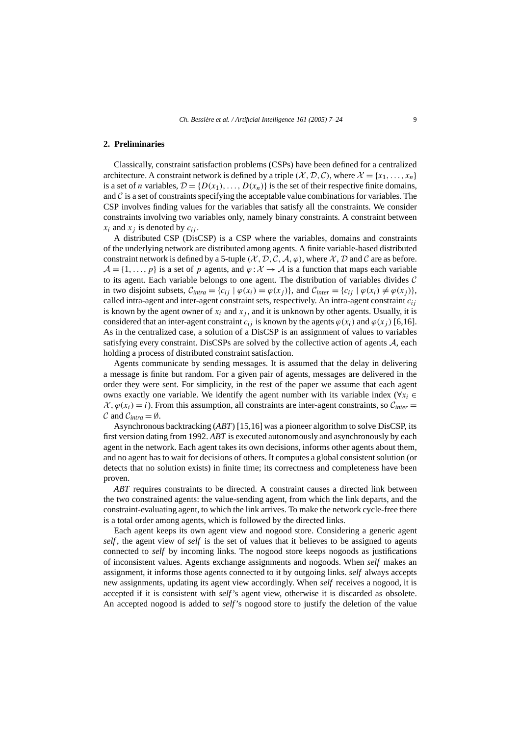## 2. Preliminaries

Classically, constraint satisfaction problems (CSPs) have been defined for a centralized architecture. A constraint network is defined by a triple $(\mathcal{X}, \mathcal{D}, \mathcal{C})$, where $\mathcal{X} = \{x_1, \ldots, x_n\}$ is a set of $n$ variables, $\mathcal{D} = \{D(x_1), \ldots, D(x_n)\}$ is the set of their respective finite domains, and $\mathcal{C}$ is a set of constraints specifying the acceptable value combinations for variables. The CSP involves finding values for the variables that satisfy all the constraints. We consider constraints involving two variables only, namely binary constraints. A constraint between $x_i$ and $x_j$ is denoted by $c_{ij}$.

A distributed CSP (DisCSP) is a CSP where the variables, domains and constraints of the underlying network are distributed among agents. A finite variable-based distributed constraint network is defined by a 5-tuple $(\mathcal{X}, \mathcal{D}, \mathcal{C}, \mathcal{A}, \varphi)$, where $\mathcal{X}$, $\mathcal{D}$ and $\mathcal{C}$ are as before. $\mathcal{A} = \{1, \ldots, p\}$ is a set of $p$ agents, and $\varphi : \mathcal{X} \rightarrow \mathcal{A}$ is a function that maps each variable to its agent. Each variable belongs to one agent. The distribution of variables divides $\mathcal{C}$ in two disjoint subsets, $\mathcal{C}_{intra} = \{c_{ij} \mid \varphi(x_i) = \varphi(x_j)\}$, and $\mathcal{C}_{inter} = \{c_{ij} \mid \varphi(x_i) \neq \varphi(x_j)\}$, called intra-agent and inter-agent constraint sets, respectively. An intra-agent constraint $c_{ij}$ is known by the agent owner of $x_i$ and $x_j$, and it is unknown by other agents. Usually, it is considered that an inter-agent constraint $c_{ij}$ is known by the agents $\varphi(x_i)$ and $\varphi(x_j)$ [6,16]. As in the centralized case, a solution of a DisCSP is an assignment of values to variables satisfying every constraint. DisCSPs are solved by the collective action of agents $\mathcal{A}$, each holding a process of distributed constraint satisfaction.

Agents communicate by sending messages. It is assumed that the delay in delivering a message is finite but random. For a given pair of agents, messages are delivered in the order they were sent. For simplicity, in the rest of the paper we assume that each agent owns exactly one variable. We identify the agent number with its variable index ($\forall x_i \in \mathcal{X}, \varphi(x_i) = i$). From this assumption, all constraints are inter-agent constraints, so $\mathcal{C}_{inter} = \mathcal{C}$ and $\mathcal{C}_{intra} = \emptyset$.

Asynchronous backtracking (*ABT*) [15,16] was a pioneer algorithm to solve DisCSP, its first version dating from 1992. *ABT* is executed autonomously and asynchronously by each agent in the network. Each agent takes its own decisions, informs other agents about them, and no agent has to wait for decisions of others. It computes a global consistent solution (or detects that no solution exists) in finite time; its correctness and completeness have been proven.

*ABT* requires constraints to be directed. A constraint causes a directed link between the two constrained agents: the value-sending agent, from which the link departs, and the constraint-evaluating agent, to which the link arrives. To make the network cycle-free there is a total order among agents, which is followed by the directed links.

Each agent keeps its own agent view and nogood store. Considering a generic agent *self*, the agent view of *self* is the set of values that it believes to be assigned to agents connected to *self* by incoming links. The nogood store keeps nogoods as justifications of inconsistent values. Agents exchange assignments and nogoods. When *self* makes an assignment, it informs those agents connected to it by outgoing links. *self* always accepts new assignments, updating its agent view accordingly. When *self* receives a nogood, it is accepted if it is consistent with *self*'s agent view, otherwise it is discarded as obsolete. An accepted nogood is added to *self*'s nogood store to justify the deletion of the value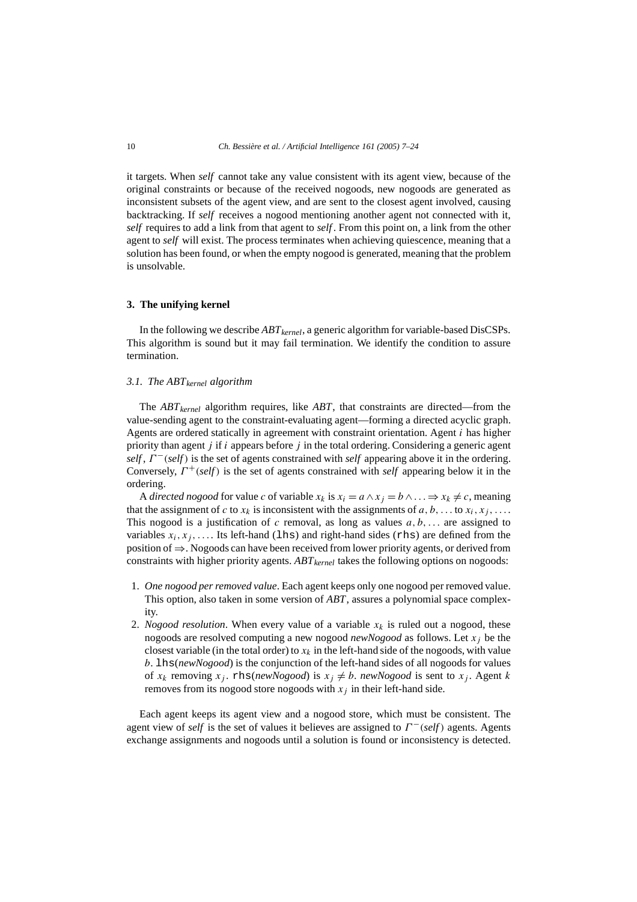it targets. When *self* cannot take any value consistent with its agent view, because of the original constraints or because of the received nogoods, new nogoods are generated as inconsistent subsets of the agent view, and are sent to the closest agent involved, causing backtracking. If *self* receives a nogood mentioning another agent not connected with it, *self* requires to add a link from that agent to *self*. From this point on, a link from the other agent to *self* will exist. The process terminates when achieving quiescence, meaning that a solution has been found, or when the empty nogood is generated, meaning that the problem is unsolvable.

## 3. The unifying kernel

In the following we describe $ABT_{kernel}$, a generic algorithm for variable-based DisCSPs. This algorithm is sound but it may fail termination. We identify the condition to assure termination.

### 3.1. The $ABT_{kernel}$ algorithm

The $ABT_{kernel}$ algorithm requires, like *ABT*, that constraints are directed—from the value-sending agent to the constraint-evaluating agent—forming a directed acyclic graph. Agents are ordered statically in agreement with constraint orientation. Agent $i$ has higher priority than agent $j$ if $i$ appears before $j$ in the total ordering. Considering a generic agent *self*, $\Gamma^-(self)$ is the set of agents constrained with *self* appearing above it in the ordering. Conversely, $\Gamma^+(self)$ is the set of agents constrained with *self* appearing below it in the ordering.

A *directed nogood* for value $c$ of variable $x_k$ is $x_i = a \wedge x_j = b \wedge \ldots \Rightarrow x_k \neq c$, meaning that the assignment of $c$ to $x_k$ is inconsistent with the assignments of $a, b, \ldots$ to $x_i, x_j, \ldots$. This nogood is a justification of $c$ removal, as long as values $a, b, \ldots$ are assigned to variables $x_i, x_j, \ldots$. Its left-hand (`lhs`) and right-hand sides (`rhs`) are defined from the position of $\Rightarrow$. Nogoods can have been received from lower priority agents, or derived from constraints with higher priority agents. $ABT_{kernel}$ takes the following options on nogoods:

1. *One nogood per removed value*. Each agent keeps only one nogood per removed value. This option, also taken in some version of *ABT*, assures a polynomial space complexity.
2. *Nogood resolution*. When every value of a variable $x_k$ is ruled out a nogood, these nogoods are resolved computing a new nogood *newNogood* as follows. Let $x_j$ be the closest variable (in the total order) to $x_k$ in the left-hand side of the nogoods, with value $b$. `lhs`(*newNogood*) is the conjunction of the left-hand sides of all nogoods for values of $x_k$ removing $x_j$. `rhs`(*newNogood*) is $x_j \neq b$. *newNogood* is sent to $x_j$. Agent $k$ removes from its nogood store nogoods with $x_j$ in their left-hand side.

Each agent keeps its agent view and a nogood store, which must be consistent. The agent view of *self* is the set of values it believes are assigned to $\Gamma^-(self)$ agents. Agents exchange assignments and nogoods until a solution is found or inconsistency is detected.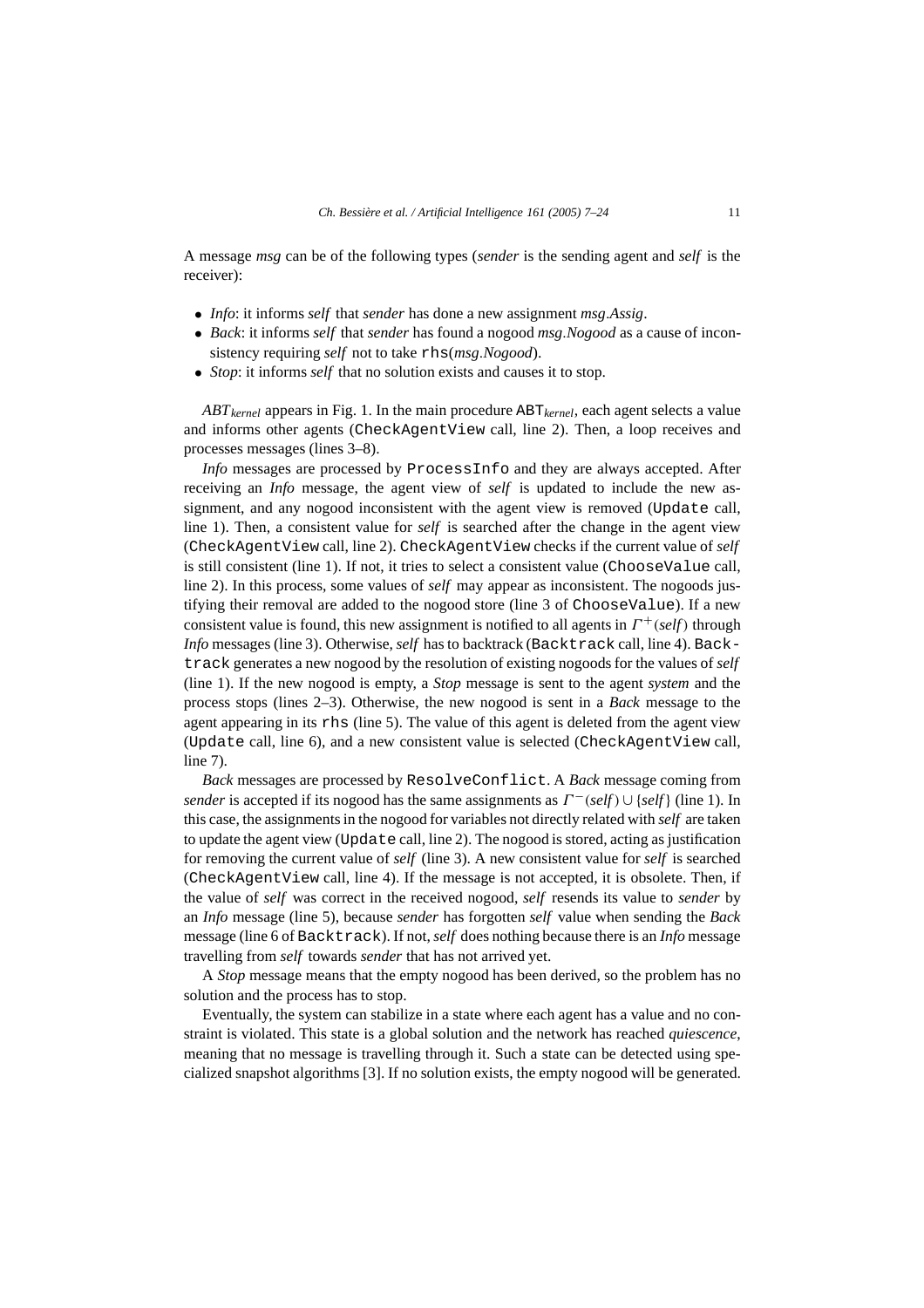A message *msg* can be of the following types (*sender* is the sending agent and *self* is the receiver):

- *Info*: it informs *self* that *sender* has done a new assignment *msg.Assig*.
- *Back*: it informs *self* that *sender* has found a nogood *msg.Nogood* as a cause of inconsistency requiring *self* not to take `rhs`(*msg.Nogood*).
- *Stop*: it informs *self* that no solution exists and causes it to stop.

$ABT_{kernel}$ appears in Fig. 1. In the main procedure $\texttt{ABT}_{kernel}$, each agent selects a value and informs other agents (`CheckAgentView` call, line 2). Then, a loop receives and processes messages (lines 3–8).

*Info* messages are processed by `ProcessInfo` and they are always accepted. After receiving an *Info* message, the agent view of *self* is updated to include the new assignment, and any nogood inconsistent with the agent view is removed (`Update` call, line 1). Then, a consistent value for *self* is searched after the change in the agent view (`CheckAgentView` call, line 2). `CheckAgentView` checks if the current value of *self* is still consistent (line 1). If not, it tries to select a consistent value (`ChooseValue` call, line 2). In this process, some values of *self* may appear as inconsistent. The nogoods justifying their removal are added to the nogood store (line 3 of `ChooseValue`). If a new consistent value is found, this new assignment is notified to all agents in $\Gamma^{+}(self)$ through *Info* messages (line 3). Otherwise, *self* has to backtrack (`Backtrack` call, line 4). `Backtrack` generates a new nogood by the resolution of existing nogoods for the values of *self* (line 1). If the new nogood is empty, a *Stop* message is sent to the agent *system* and the process stops (lines 2–3). Otherwise, the new nogood is sent in a *Back* message to the agent appearing in its `rhs` (line 5). The value of this agent is deleted from the agent view (`Update` call, line 6), and a new consistent value is selected (`CheckAgentView` call, line 7).

*Back* messages are processed by `ResolveConflict`. A *Back* message coming from *sender* is accepted if its nogood has the same assignments as $\Gamma^{-}(self) \cup \{self\}$ (line 1). In this case, the assignments in the nogood for variables not directly related with *self* are taken to update the agent view (`Update` call, line 2). The nogood is stored, acting as justification for removing the current value of *self* (line 3). A new consistent value for *self* is searched (`CheckAgentView` call, line 4). If the message is not accepted, it is obsolete. Then, if the value of *self* was correct in the received nogood, *self* resends its value to *sender* by an *Info* message (line 5), because *sender* has forgotten *self* value when sending the *Back* message (line 6 of `Backtrack`). If not, *self* does nothing because there is an *Info* message travelling from *self* towards *sender* that has not arrived yet.

A *Stop* message means that the empty nogood has been derived, so the problem has no solution and the process has to stop.

Eventually, the system can stabilize in a state where each agent has a value and no constraint is violated. This state is a global solution and the network has reached *quiescence*, meaning that no message is travelling through it. Such a state can be detected using specialized snapshot algorithms [3]. If no solution exists, the empty nogood will be generated.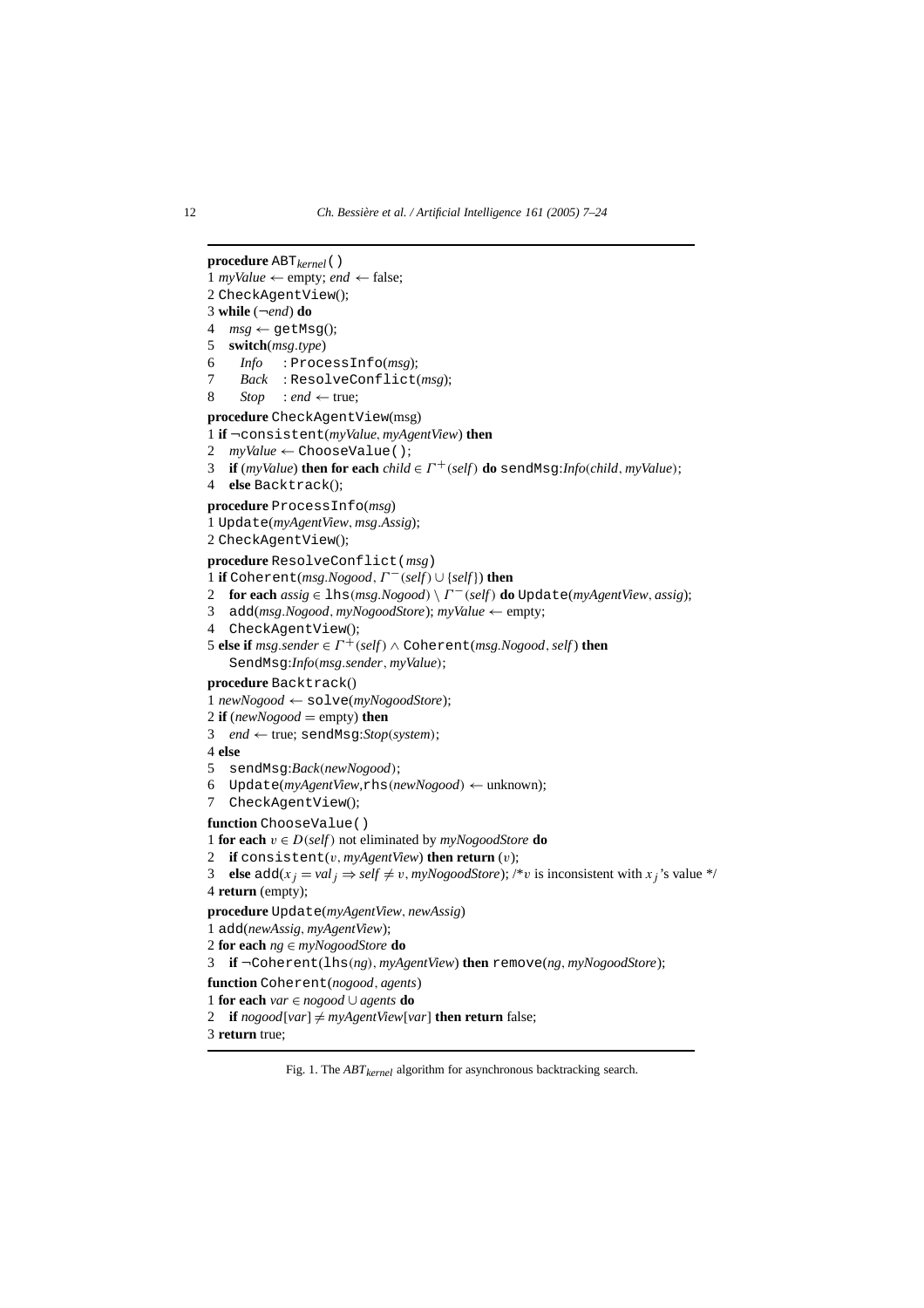```
procedure ABT_kernel()
1 myValue ← empty; end ← false;
2 CheckAgentView();
3 while (¬end) do
4   msg ← getMsg();
5   switch(msg.type)
6     Info    : ProcessInfo(msg);
7     Back    : ResolveConflict(msg);
8     Stop    : end ← true;
procedure CheckAgentView(msg)
1 if ¬consistent(myValue, myAgentView) then
2   myValue ← ChooseValue();
3   if (myValue) then for each child ∈ Γ+(self) do sendMsg:Info(child, myValue);
4   else Backtrack();
procedure ProcessInfo(msg)
1 Update(myAgentView, msg.Assig);
2 CheckAgentView();
procedure ResolveConflict(msg)
1 if Coherent(msg.Nogood, Γ−(self) ∪ {self}) then
2   for each assig ∈ lhs(msg.Nogood) \ Γ−(self) do Update(myAgentView, assig);
3   add(msg.Nogood, myNogoodStore); myValue ← empty;
4   CheckAgentView();
5 else if msg.sender ∈ Γ+(self) ∧ Coherent(msg.Nogood, self) then
    SendMsg:Info(msg.sender, myValue);
procedure Backtrack()
1 newNogood ← solve(myNogoodStore);
2 if (newNogood = empty) then
3   end ← true; sendMsg:Stop(system);
4 else
5   sendMsg:Back(newNogood);
6   Update(myAgentView,rhs(newNogood) ← unknown);
7   CheckAgentView();
function ChooseValue()
1 for each v ∈ D(self) not eliminated by myNogoodStore do
2   if consistent(v, myAgentView) then return (v);
3   else add(x_j = val_j ⇒ self ≠ v, myNogoodStore); /*v is inconsistent with x_j's value */
4 return (empty);
procedure Update(myAgentView, newAssig)
1 add(newAssig, myAgentView);
2 for each ng ∈ myNogoodStore do
3   if ¬Coherent(lhs(ng), myAgentView) then remove(ng, myNogoodStore);
function Coherent(nogood, agents)
1 for each var ∈ nogood ∪ agents do
2   if nogood[var] ≠ myAgentView[var] then return false;
3 return true;
```

Fig. 1. The $ABT_{kernel}$ algorithm for asynchronous backtracking search.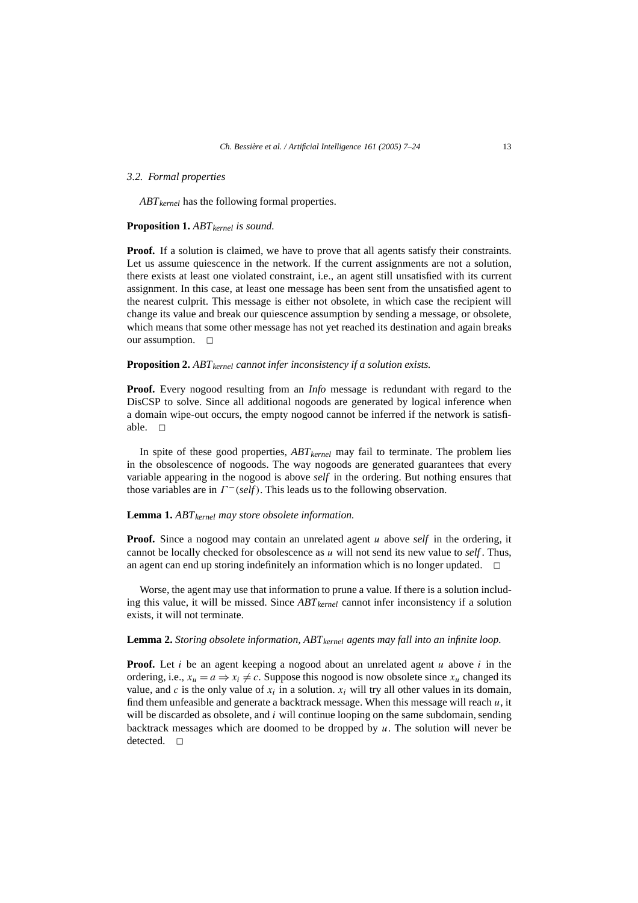### 3.2. Formal properties

$ABT_{kernel}$ has the following formal properties.

**Proposition 1.** *$ABT_{kernel}$ is sound.*

**Proof.** If a solution is claimed, we have to prove that all agents satisfy their constraints. Let us assume quiescence in the network. If the current assignments are not a solution, there exists at least one violated constraint, i.e., an agent still unsatisfied with its current assignment. In this case, at least one message has been sent from the unsatisfied agent to the nearest culprit. This message is either not obsolete, in which case the recipient will change its value and break our quiescence assumption by sending a message, or obsolete, which means that some other message has not yet reached its destination and again breaks our assumption. □

**Proposition 2.** *$ABT_{kernel}$ cannot infer inconsistency if a solution exists.*

**Proof.** Every nogood resulting from an *Info* message is redundant with regard to the DisCSP to solve. Since all additional nogoods are generated by logical inference when a domain wipe-out occurs, the empty nogood cannot be inferred if the network is satisfiable. □

In spite of these good properties, $ABT_{kernel}$ may fail to terminate. The problem lies in the obsolescence of nogoods. The way nogoods are generated guarantees that every variable appearing in the nogood is above *self* in the ordering. But nothing ensures that those variables are in $\Gamma^{-}(self)$. This leads us to the following observation.

**Lemma 1.** *$ABT_{kernel}$ may store obsolete information.*

**Proof.** Since a nogood may contain an unrelated agent $u$ above *self* in the ordering, it cannot be locally checked for obsolescence as $u$ will not send its new value to *self*. Thus, an agent can end up storing indefinitely an information which is no longer updated. □

Worse, the agent may use that information to prune a value. If there is a solution including this value, it will be missed. Since $ABT_{kernel}$ cannot infer inconsistency if a solution exists, it will not terminate.

**Lemma 2.** *Storing obsolete information, $ABT_{kernel}$ agents may fall into an infinite loop.*

**Proof.** Let $i$ be an agent keeping a nogood about an unrelated agent $u$ above $i$ in the ordering, i.e., $x_u = a \Rightarrow x_i \neq c$. Suppose this nogood is now obsolete since $x_u$ changed its value, and $c$ is the only value of $x_i$ in a solution. $x_i$ will try all other values in its domain, find them unfeasible and generate a backtrack message. When this message will reach $u$, it will be discarded as obsolete, and $i$ will continue looping on the same subdomain, sending backtrack messages which are doomed to be dropped by $u$. The solution will never be detected. □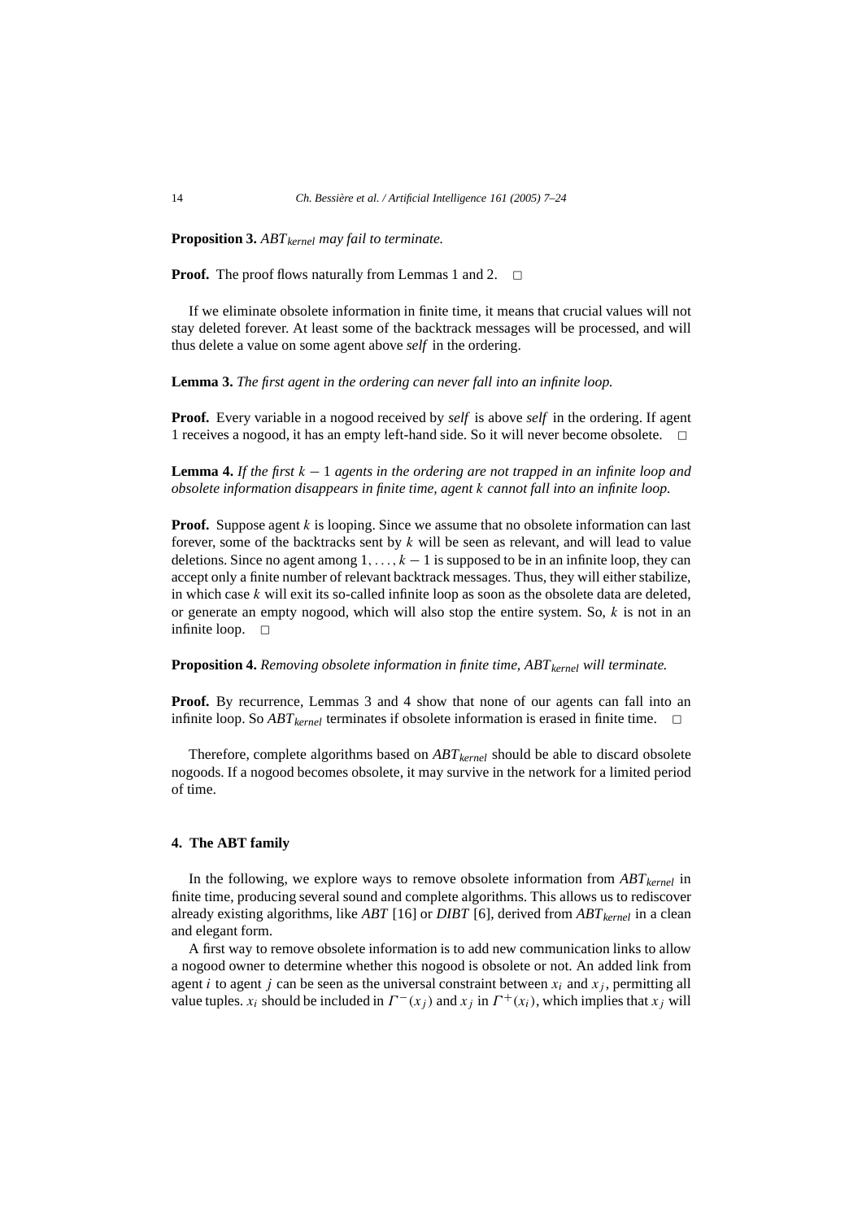**Proposition 3.** *$ABT_{kernel}$ may fail to terminate.*

**Proof.** The proof flows naturally from Lemmas 1 and 2. □

If we eliminate obsolete information in finite time, it means that crucial values will not stay deleted forever. At least some of the backtrack messages will be processed, and will thus delete a value on some agent above *self* in the ordering.

**Lemma 3.** *The first agent in the ordering can never fall into an infinite loop.*

**Proof.** Every variable in a nogood received by *self* is above *self* in the ordering. If agent 1 receives a nogood, it has an empty left-hand side. So it will never become obsolete. □

**Lemma 4.** *If the first $k-1$ agents in the ordering are not trapped in an infinite loop and obsolete information disappears in finite time, agent $k$ cannot fall into an infinite loop.*

**Proof.** Suppose agent $k$ is looping. Since we assume that no obsolete information can last forever, some of the backtracks sent by $k$ will be seen as relevant, and will lead to value deletions. Since no agent among $1, \ldots, k-1$ is supposed to be in an infinite loop, they can accept only a finite number of relevant backtrack messages. Thus, they will either stabilize, in which case $k$ will exit its so-called infinite loop as soon as the obsolete data are deleted, or generate an empty nogood, which will also stop the entire system. So, $k$ is not in an infinite loop. □

**Proposition 4.** *Removing obsolete information in finite time, $ABT_{kernel}$ will terminate.*

**Proof.** By recurrence, Lemmas 3 and 4 show that none of our agents can fall into an infinite loop. So $ABT_{kernel}$ terminates if obsolete information is erased in finite time. □

Therefore, complete algorithms based on $ABT_{kernel}$ should be able to discard obsolete nogoods. If a nogood becomes obsolete, it may survive in the network for a limited period of time.

## 4. The ABT family

In the following, we explore ways to remove obsolete information from $ABT_{kernel}$ in finite time, producing several sound and complete algorithms. This allows us to rediscover already existing algorithms, like *ABT* [16] or *DIBT* [6], derived from $ABT_{kernel}$ in a clean and elegant form.

A first way to remove obsolete information is to add new communication links to allow a nogood owner to determine whether this nogood is obsolete or not. An added link from agent $i$ to agent $j$ can be seen as the universal constraint between $x_i$ and $x_j$, permitting all value tuples. $x_i$ should be included in $\Gamma^-(x_j)$ and $x_j$ in $\Gamma^+(x_i)$, which implies that $x_j$ will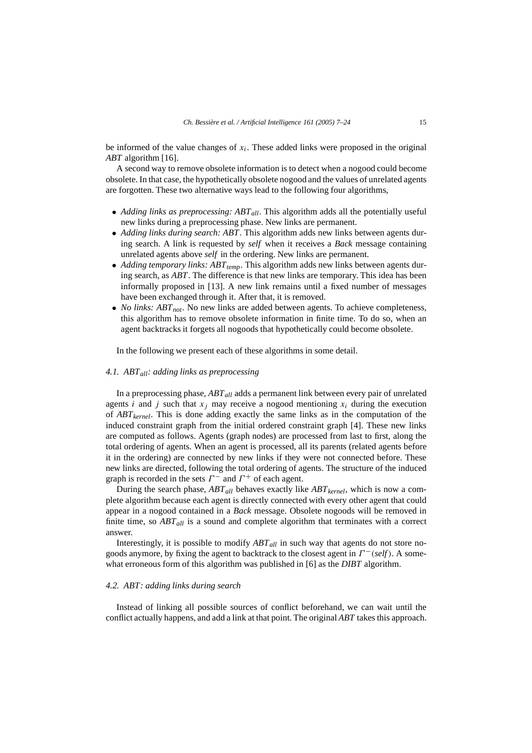be informed of the value changes of $x_i$. These added links were proposed in the original *ABT* algorithm [16].

A second way to remove obsolete information is to detect when a nogood could become obsolete. In that case, the hypothetically obsolete nogood and the values of unrelated agents are forgotten. These two alternative ways lead to the following four algorithms,

- *Adding links as preprocessing: $ABT_{all}$*. This algorithm adds all the potentially useful new links during a preprocessing phase. New links are permanent.
- *Adding links during search: ABT*. This algorithm adds new links between agents during search. A link is requested by *self* when it receives a *Back* message containing unrelated agents above *self* in the ordering. New links are permanent.
- *Adding temporary links: $ABT_{temp}$*. This algorithm adds new links between agents during search, as *ABT*. The difference is that new links are temporary. This idea has been informally proposed in [13]. A new link remains until a fixed number of messages have been exchanged through it. After that, it is removed.
- *No links: $ABT_{not}$*. No new links are added between agents. To achieve completeness, this algorithm has to remove obsolete information in finite time. To do so, when an agent backtracks it forgets all nogoods that hypothetically could become obsolete.

In the following we present each of these algorithms in some detail.

### 4.1. $ABT_{all}$: adding links as preprocessing

In a preprocessing phase, $ABT_{all}$ adds a permanent link between every pair of unrelated agents $i$ and $j$ such that $x_j$ may receive a nogood mentioning $x_i$ during the execution of $ABT_{kernel}$. This is done adding exactly the same links as in the computation of the induced constraint graph from the initial ordered constraint graph [4]. These new links are computed as follows. Agents (graph nodes) are processed from last to first, along the total ordering of agents. When an agent is processed, all its parents (related agents before it in the ordering) are connected by new links if they were not connected before. These new links are directed, following the total ordering of agents. The structure of the induced graph is recorded in the sets $\Gamma^-$ and $\Gamma^+$ of each agent.

During the search phase, $ABT_{all}$ behaves exactly like $ABT_{kernel}$, which is now a complete algorithm because each agent is directly connected with every other agent that could appear in a nogood contained in a *Back* message. Obsolete nogoods will be removed in finite time, so $ABT_{all}$ is a sound and complete algorithm that terminates with a correct answer.

Interestingly, it is possible to modify $ABT_{all}$ in such way that agents do not store nogoods anymore, by fixing the agent to backtrack to the closest agent in $\Gamma^-(self)$. A somewhat erroneous form of this algorithm was published in [6] as the *DIBT* algorithm.

### 4.2. ABT: adding links during search

Instead of linking all possible sources of conflict beforehand, we can wait until the conflict actually happens, and add a link at that point. The original *ABT* takes this approach.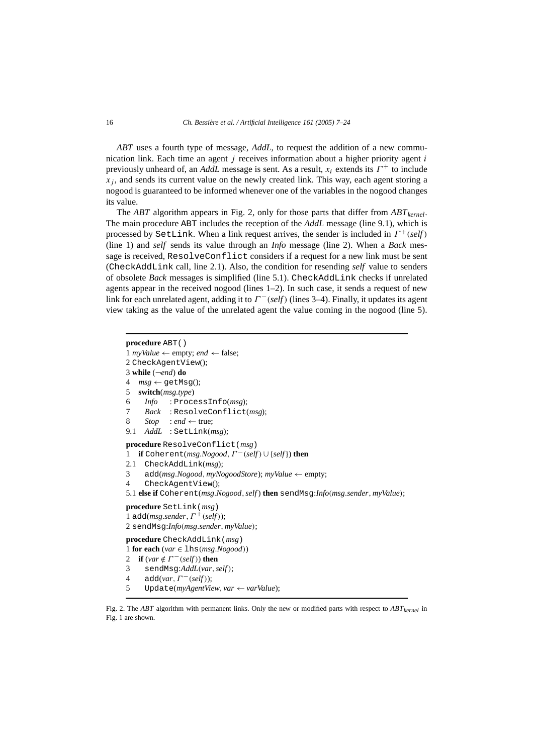*ABT* uses a fourth type of message, *AddL*, to request the addition of a new communication link. Each time an agent $j$ receives information about a higher priority agent $i$ previously unheard of, an *AddL* message is sent. As a result, $x_i$ extends its $\Gamma^+$ to include $x_j$, and sends its current value on the newly created link. This way, each agent storing a nogood is guaranteed to be informed whenever one of the variables in the nogood changes its value.

The *ABT* algorithm appears in Fig. 2, only for those parts that differ from $ABT_{kernel}$. The main procedure `ABT` includes the reception of the *AddL* message (line 9.1), which is processed by `SetLink`. When a link request arrives, the sender is included in $\Gamma^+(self)$ (line 1) and *self* sends its value through an *Info* message (line 2). When a *Back* message is received, `ResolveConflict` considers if a request for a new link must be sent (`CheckAddLink` call, line 2.1). Also, the condition for resending *self* value to senders of obsolete *Back* messages is simplified (line 5.1). `CheckAddLink` checks if unrelated agents appear in the received nogood (lines 1–2). In such case, it sends a request of new link for each unrelated agent, adding it to $\Gamma^-(self)$ (lines 3–4). Finally, it updates its agent view taking as the value of the unrelated agent the value coming in the nogood (line 5).

```
procedure ABT()
1 myValue ← empty; end ← false;
2 CheckAgentView();
3 while (¬end) do
4   msg ← getMsg();
5   switch(msg.type)
6     Info  : ProcessInfo(msg);
7     Back  : ResolveConflict(msg);
8     Stop  : end ← true;
9.1   AddL  : SetLink(msg);

procedure ResolveConflict(msg)
1   if Coherent(msg.Nogood, Γ⁻(self) ∪ {self}) then
2.1   CheckAddLink(msg);
3     add(msg.Nogood, myNogoodStore); myValue ← empty;
4     CheckAgentView();
5.1 else if Coherent(msg.Nogood, self) then sendMsg:Info(msg.sender, myValue);

procedure SetLink(msg)
1 add(msg.sender, Γ⁺(self));
2 sendMsg:Info(msg.sender, myValue);

procedure CheckAddLink(msg)
1 for each (var ∈ lhs(msg.Nogood))
2   if (var ∉ Γ⁻(self)) then
3     sendMsg:AddL(var, self);
4     add(var, Γ⁻(self));
5     Update(myAgentView, var ← varValue);
```

Fig. 2. The *ABT* algorithm with permanent links. Only the new or modified parts with respect to $ABT_{kernel}$ in Fig. 1 are shown.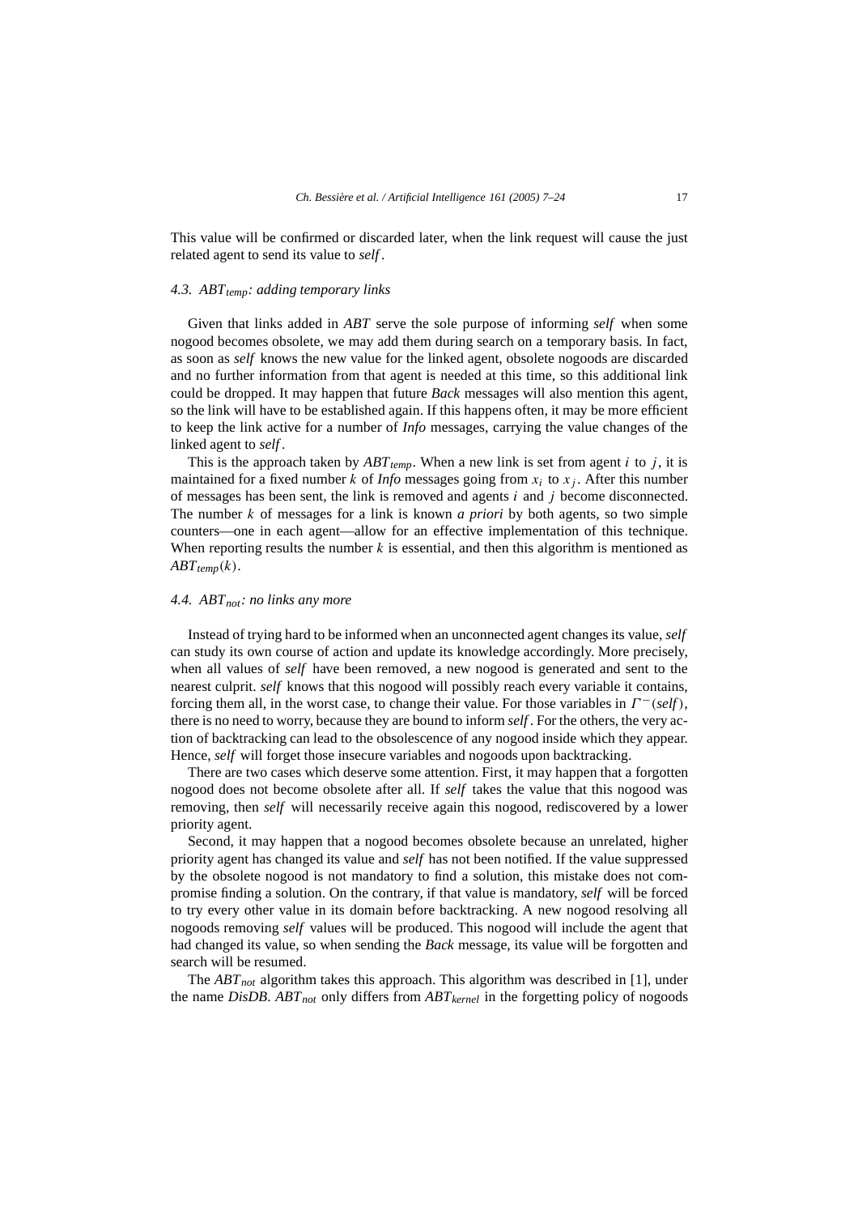This value will be confirmed or discarded later, when the link request will cause the just related agent to send its value to *self*.

### 4.3. $ABT_{temp}$: adding temporary links

Given that links added in *ABT* serve the sole purpose of informing *self* when some nogood becomes obsolete, we may add them during search on a temporary basis. In fact, as soon as *self* knows the new value for the linked agent, obsolete nogoods are discarded and no further information from that agent is needed at this time, so this additional link could be dropped. It may happen that future *Back* messages will also mention this agent, so the link will have to be established again. If this happens often, it may be more efficient to keep the link active for a number of *Info* messages, carrying the value changes of the linked agent to *self*.

This is the approach taken by $ABT_{temp}$. When a new link is set from agent $i$ to $j$, it is maintained for a fixed number $k$ of *Info* messages going from $x_i$ to $x_j$. After this number of messages has been sent, the link is removed and agents $i$ and $j$ become disconnected. The number $k$ of messages for a link is known *a priori* by both agents, so two simple counters—one in each agent—allow for an effective implementation of this technique. When reporting results the number $k$ is essential, and then this algorithm is mentioned as $ABT_{temp}(k)$.

### 4.4. $ABT_{not}$: no links any more

Instead of trying hard to be informed when an unconnected agent changes its value, *self* can study its own course of action and update its knowledge accordingly. More precisely, when all values of *self* have been removed, a new nogood is generated and sent to the nearest culprit. *self* knows that this nogood will possibly reach every variable it contains, forcing them all, in the worst case, to change their value. For those variables in $\Gamma^{-}(self)$, there is no need to worry, because they are bound to inform *self*. For the others, the very action of backtracking can lead to the obsolescence of any nogood inside which they appear. Hence, *self* will forget those insecure variables and nogoods upon backtracking.

There are two cases which deserve some attention. First, it may happen that a forgotten nogood does not become obsolete after all. If *self* takes the value that this nogood was removing, then *self* will necessarily receive again this nogood, rediscovered by a lower priority agent.

Second, it may happen that a nogood becomes obsolete because an unrelated, higher priority agent has changed its value and *self* has not been notified. If the value suppressed by the obsolete nogood is not mandatory to find a solution, this mistake does not compromise finding a solution. On the contrary, if that value is mandatory, *self* will be forced to try every other value in its domain before backtracking. A new nogood resolving all nogoods removing *self* values will be produced. This nogood will include the agent that had changed its value, so when sending the *Back* message, its value will be forgotten and search will be resumed.

The $ABT_{not}$ algorithm takes this approach. This algorithm was described in [1], under the name *DisDB*. $ABT_{not}$ only differs from $ABT_{kernel}$ in the forgetting policy of nogoods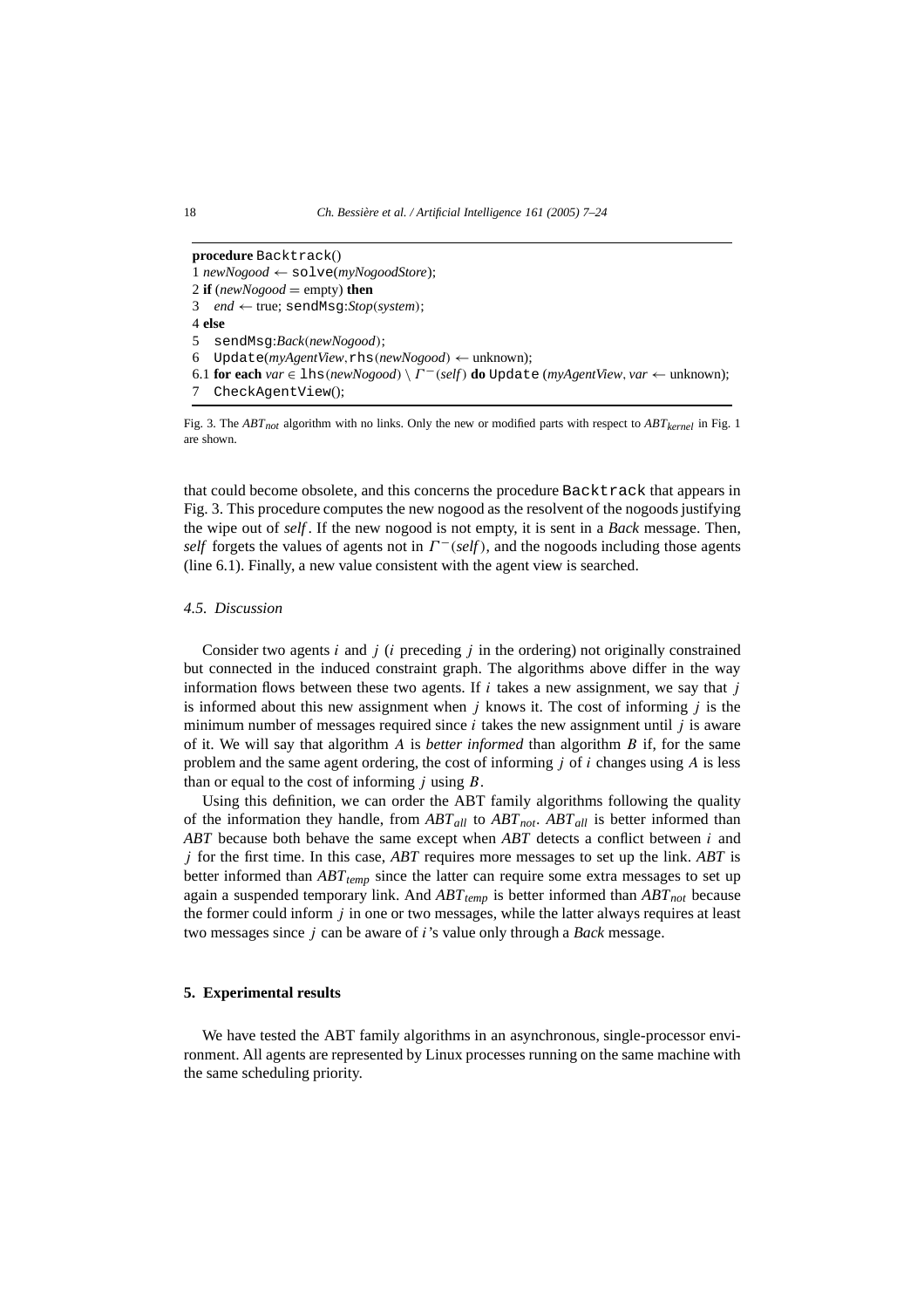```
procedure Backtrack()
1 newNogood ← solve(myNogoodStore);
2 if (newNogood = empty) then
3   end ← true; sendMsg:Stop(system);
4 else
5   sendMsg:Back(newNogood);
6   Update(myAgentView, rhs(newNogood) ← unknown);
6.1 for each var ∈ lhs(newNogood) \ Γ⁻(self) do Update (myAgentView, var ← unknown);
7   CheckAgentView();
```

Fig. 3. The $ABT_{not}$ algorithm with no links. Only the new or modified parts with respect to $ABT_{kernel}$ in Fig. 1 are shown.

that could become obsolete, and this concerns the procedure Backtrack that appears in Fig. 3. This procedure computes the new nogood as the resolvent of the nogoods justifying the wipe out of *self*. If the new nogood is not empty, it is sent in a *Back* message. Then, *self* forgets the values of agents not in $\Gamma^-(self)$, and the nogoods including those agents (line 6.1). Finally, a new value consistent with the agent view is searched.

### 4.5. Discussion

Consider two agents $i$ and $j$ ($i$ preceding $j$ in the ordering) not originally constrained but connected in the induced constraint graph. The algorithms above differ in the way information flows between these two agents. If $i$ takes a new assignment, we say that $j$ is informed about this new assignment when $j$ knows it. The cost of informing $j$ is the minimum number of messages required since $i$ takes the new assignment until $j$ is aware of it. We will say that algorithm $A$ is *better informed* than algorithm $B$ if, for the same problem and the same agent ordering, the cost of informing $j$ of $i$ changes using $A$ is less than or equal to the cost of informing $j$ using $B$.

Using this definition, we can order the ABT family algorithms following the quality of the information they handle, from $ABT_{all}$ to $ABT_{not}$. $ABT_{all}$ is better informed than *ABT* because both behave the same except when *ABT* detects a conflict between $i$ and $j$ for the first time. In this case, *ABT* requires more messages to set up the link. *ABT* is better informed than $ABT_{temp}$ since the latter can require some extra messages to set up again a suspended temporary link. And $ABT_{temp}$ is better informed than $ABT_{not}$ because the former could inform $j$ in one or two messages, while the latter always requires at least two messages since $j$ can be aware of $i$'s value only through a *Back* message.

## 5. Experimental results

We have tested the ABT family algorithms in an asynchronous, single-processor environment. All agents are represented by Linux processes running on the same machine with the same scheduling priority.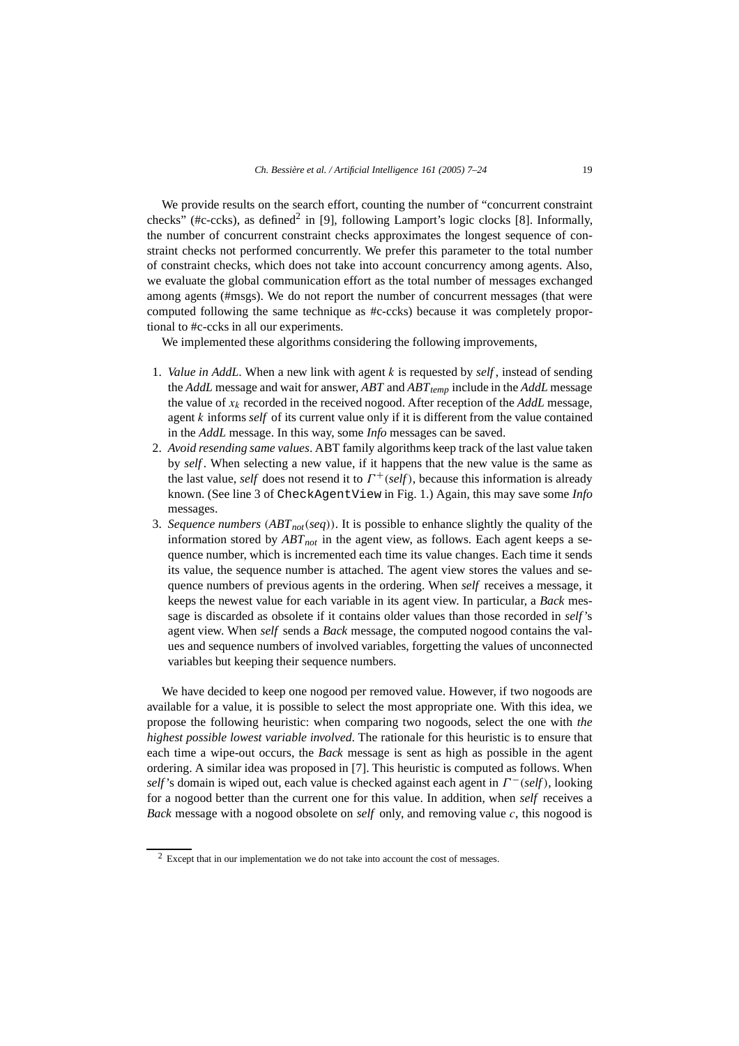We provide results on the search effort, counting the number of "concurrent constraint checks" (#c-ccks), as defined[2] in [9], following Lamport's logic clocks [8]. Informally, the number of concurrent constraint checks approximates the longest sequence of constraint checks not performed concurrently. We prefer this parameter to the total number of constraint checks, which does not take into account concurrency among agents. Also, we evaluate the global communication effort as the total number of messages exchanged among agents (#msgs). We do not report the number of concurrent messages (that were computed following the same technique as #c-ccks) because it was completely proportional to #c-ccks in all our experiments.

We implemented these algorithms considering the following improvements,

1. *Value in AddL*. When a new link with agent $k$ is requested by *self*, instead of sending the *AddL* message and wait for answer, *ABT* and $ABT_{temp}$ include in the *AddL* message the value of $x_k$ recorded in the received nogood. After reception of the *AddL* message, agent $k$ informs *self* of its current value only if it is different from the value contained in the *AddL* message. In this way, some *Info* messages can be saved.
2. *Avoid resending same values*. ABT family algorithms keep track of the last value taken by *self*. When selecting a new value, if it happens that the new value is the same as the last value, *self* does not resend it to $\Gamma^{+}(self)$, because this information is already known. (See line 3 of `CheckAgentView` in Fig. 1.) Again, this may save some *Info* messages.
3. *Sequence numbers* ($ABT_{not}(seq)$). It is possible to enhance slightly the quality of the information stored by $ABT_{not}$ in the agent view, as follows. Each agent keeps a sequence number, which is incremented each time its value changes. Each time it sends its value, the sequence number is attached. The agent view stores the values and sequence numbers of previous agents in the ordering. When *self* receives a message, it keeps the newest value for each variable in its agent view. In particular, a *Back* message is discarded as obsolete if it contains older values than those recorded in *self*'s agent view. When *self* sends a *Back* message, the computed nogood contains the values and sequence numbers of involved variables, forgetting the values of unconnected variables but keeping their sequence numbers.

We have decided to keep one nogood per removed value. However, if two nogoods are available for a value, it is possible to select the most appropriate one. With this idea, we propose the following heuristic: when comparing two nogoods, select the one with *the highest possible lowest variable involved*. The rationale for this heuristic is to ensure that each time a wipe-out occurs, the *Back* message is sent as high as possible in the agent ordering. A similar idea was proposed in [7]. This heuristic is computed as follows. When *self*'s domain is wiped out, each value is checked against each agent in $\Gamma^{-}(self)$, looking for a nogood better than the current one for this value. In addition, when *self* receives a *Back* message with a nogood obsolete on *self* only, and removing value $c$, this nogood is

[2] Except that in our implementation we do not take into account the cost of messages.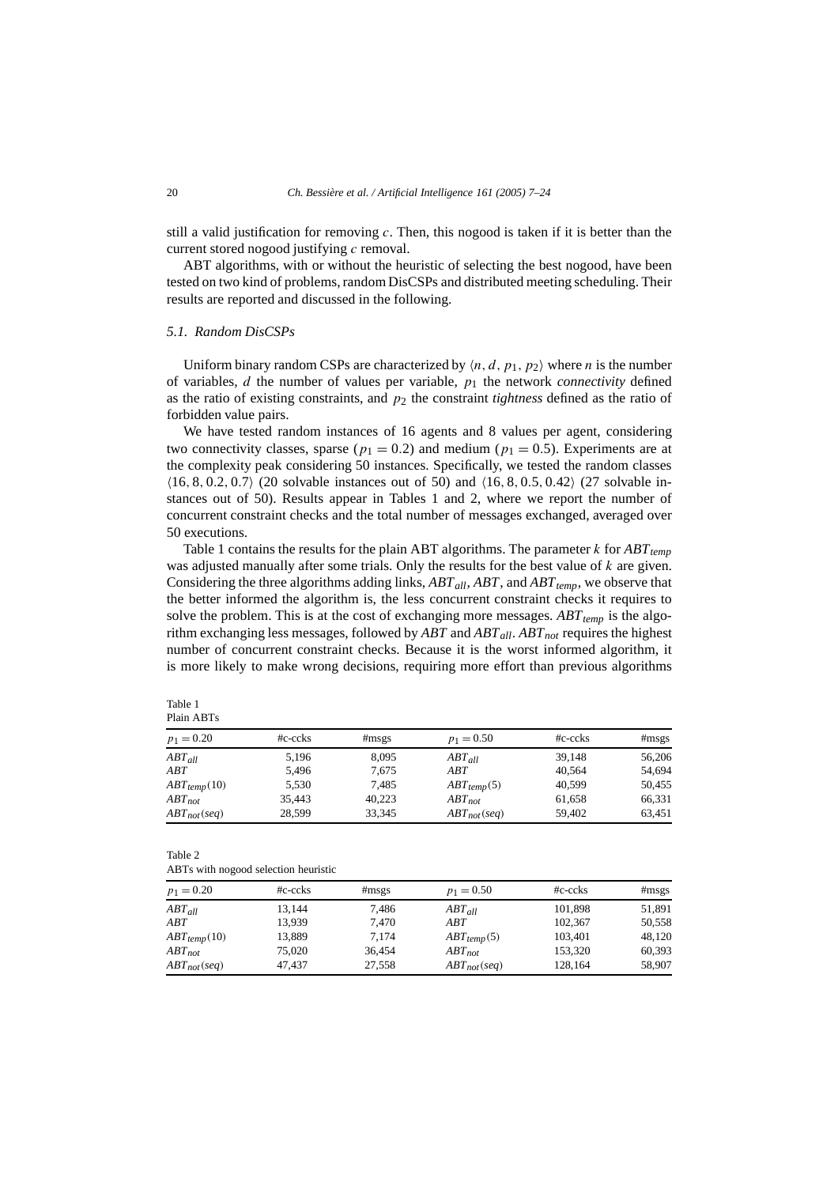still a valid justification for removing $c$. Then, this nogood is taken if it is better than the current stored nogood justifying $c$ removal.

ABT algorithms, with or without the heuristic of selecting the best nogood, have been tested on two kind of problems, random DisCSPs and distributed meeting scheduling. Their results are reported and discussed in the following.

### 5.1. Random DisCSPs

Uniform binary random CSPs are characterized by $\langle n, d, p_1, p_2 \rangle$ where $n$ is the number of variables, $d$ the number of values per variable, $p_1$ the network *connectivity* defined as the ratio of existing constraints, and $p_2$ the constraint *tightness* defined as the ratio of forbidden value pairs.

We have tested random instances of 16 agents and 8 values per agent, considering two connectivity classes, sparse ($p_1 = 0.2$) and medium ($p_1 = 0.5$). Experiments are at the complexity peak considering 50 instances. Specifically, we tested the random classes $\langle 16, 8, 0.2, 0.7 \rangle$ (20 solvable instances out of 50) and $\langle 16, 8, 0.5, 0.42 \rangle$ (27 solvable instances out of 50). Results appear in Tables 1 and 2, where we report the number of concurrent constraint checks and the total number of messages exchanged, averaged over 50 executions.

Table 1 contains the results for the plain ABT algorithms. The parameter $k$ for $ABT_{temp}$ was adjusted manually after some trials. Only the results for the best value of $k$ are given. Considering the three algorithms adding links, $ABT_{all}$, $ABT$, and $ABT_{temp}$, we observe that the better informed the algorithm is, the less concurrent constraint checks it requires to solve the problem. This is at the cost of exchanging more messages. $ABT_{temp}$ is the algorithm exchanging less messages, followed by $ABT$ and $ABT_{all}$. $ABT_{not}$ requires the highest number of concurrent constraint checks. Because it is the worst informed algorithm, it is more likely to make wrong decisions, requiring more effort than previous algorithms

Table 1
Plain ABTs

| $p_1 = 0.20$ | #c-ccks | #msgs | $p_1 = 0.50$ | #c-ccks | #msgs |
|---|---|---|---|---|---|
| $ABT_{all}$ | 5,196 | 8,095 | $ABT_{all}$ | 39,148 | 56,206 |
| $ABT$ | 5,496 | 7,675 | $ABT$ | 40,564 | 54,694 |
| $ABT_{temp}(10)$ | 5,530 | 7,485 | $ABT_{temp}(5)$ | 40,599 | 50,455 |
| $ABT_{not}$ | 35,443 | 40,223 | $ABT_{not}$ | 61,658 | 66,331 |
| $ABT_{not}(seq)$ | 28,599 | 33,345 | $ABT_{not}(seq)$ | 59,402 | 63,451 |

Table 2
ABTs with nogood selection heuristic

| $p_1 = 0.20$ | #c-ccks | #msgs | $p_1 = 0.50$ | #c-ccks | #msgs |
|---|---|---|---|---|---|
| $ABT_{all}$ | 13,144 | 7,486 | $ABT_{all}$ | 101,898 | 51,891 |
| $ABT$ | 13,939 | 7,470 | $ABT$ | 102,367 | 50,558 |
| $ABT_{temp}(10)$ | 13,889 | 7,174 | $ABT_{temp}(5)$ | 103,401 | 48,120 |
| $ABT_{not}$ | 75,020 | 36,454 | $ABT_{not}$ | 153,320 | 60,393 |
| $ABT_{not}(seq)$ | 47,437 | 27,558 | $ABT_{not}(seq)$ | 128,164 | 58,907 |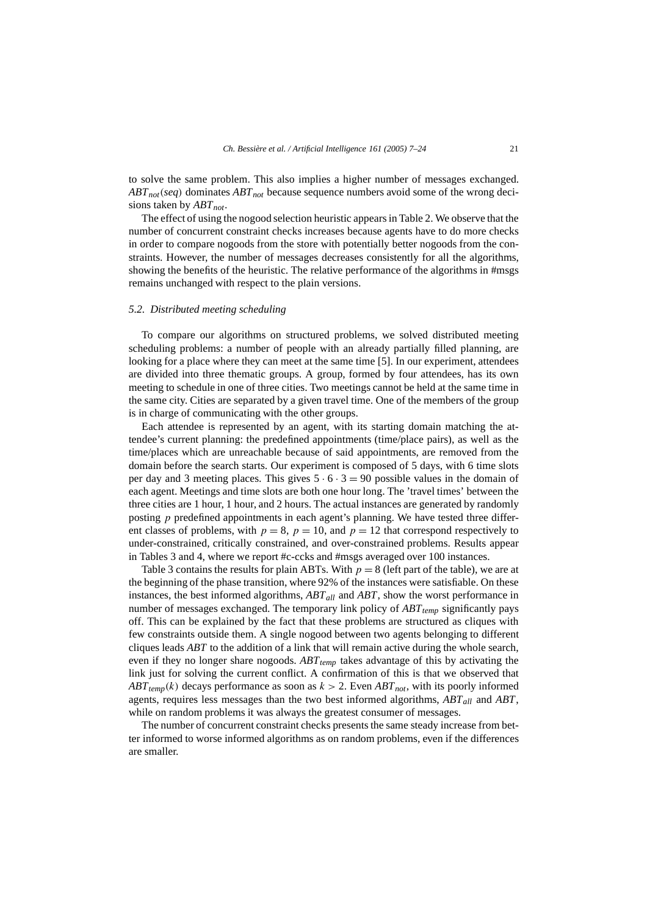to solve the same problem. This also implies a higher number of messages exchanged. $ABT_{not}(seq)$ dominates $ABT_{not}$ because sequence numbers avoid some of the wrong decisions taken by $ABT_{not}$.

The effect of using the nogood selection heuristic appears in Table 2. We observe that the number of concurrent constraint checks increases because agents have to do more checks in order to compare nogoods from the store with potentially better nogoods from the constraints. However, the number of messages decreases consistently for all the algorithms, showing the benefits of the heuristic. The relative performance of the algorithms in #msgs remains unchanged with respect to the plain versions.

### *5.2. Distributed meeting scheduling*

To compare our algorithms on structured problems, we solved distributed meeting scheduling problems: a number of people with an already partially filled planning, are looking for a place where they can meet at the same time [5]. In our experiment, attendees are divided into three thematic groups. A group, formed by four attendees, has its own meeting to schedule in one of three cities. Two meetings cannot be held at the same time in the same city. Cities are separated by a given travel time. One of the members of the group is in charge of communicating with the other groups.

Each attendee is represented by an agent, with its starting domain matching the attendee's current planning: the predefined appointments (time/place pairs), as well as the time/places which are unreachable because of said appointments, are removed from the domain before the search starts. Our experiment is composed of 5 days, with 6 time slots per day and 3 meeting places. This gives $5 \cdot 6 \cdot 3 = 90$ possible values in the domain of each agent. Meetings and time slots are both one hour long. The 'travel times' between the three cities are 1 hour, 1 hour, and 2 hours. The actual instances are generated by randomly posting $p$ predefined appointments in each agent's planning. We have tested three different classes of problems, with $p = 8$, $p = 10$, and $p = 12$ that correspond respectively to under-constrained, critically constrained, and over-constrained problems. Results appear in Tables 3 and 4, where we report #c-ccks and #msgs averaged over 100 instances.

Table 3 contains the results for plain ABTs. With $p = 8$ (left part of the table), we are at the beginning of the phase transition, where 92% of the instances were satisfiable. On these instances, the best informed algorithms, $ABT_{all}$ and $ABT$, show the worst performance in number of messages exchanged. The temporary link policy of $ABT_{temp}$ significantly pays off. This can be explained by the fact that these problems are structured as cliques with few constraints outside them. A single nogood between two agents belonging to different cliques leads $ABT$ to the addition of a link that will remain active during the whole search, even if they no longer share nogoods. $ABT_{temp}$ takes advantage of this by activating the link just for solving the current conflict. A confirmation of this is that we observed that $ABT_{temp}(k)$ decays performance as soon as $k > 2$. Even $ABT_{not}$, with its poorly informed agents, requires less messages than the two best informed algorithms, $ABT_{all}$ and $ABT$, while on random problems it was always the greatest consumer of messages.

The number of concurrent constraint checks presents the same steady increase from better informed to worse informed algorithms as on random problems, even if the differences are smaller.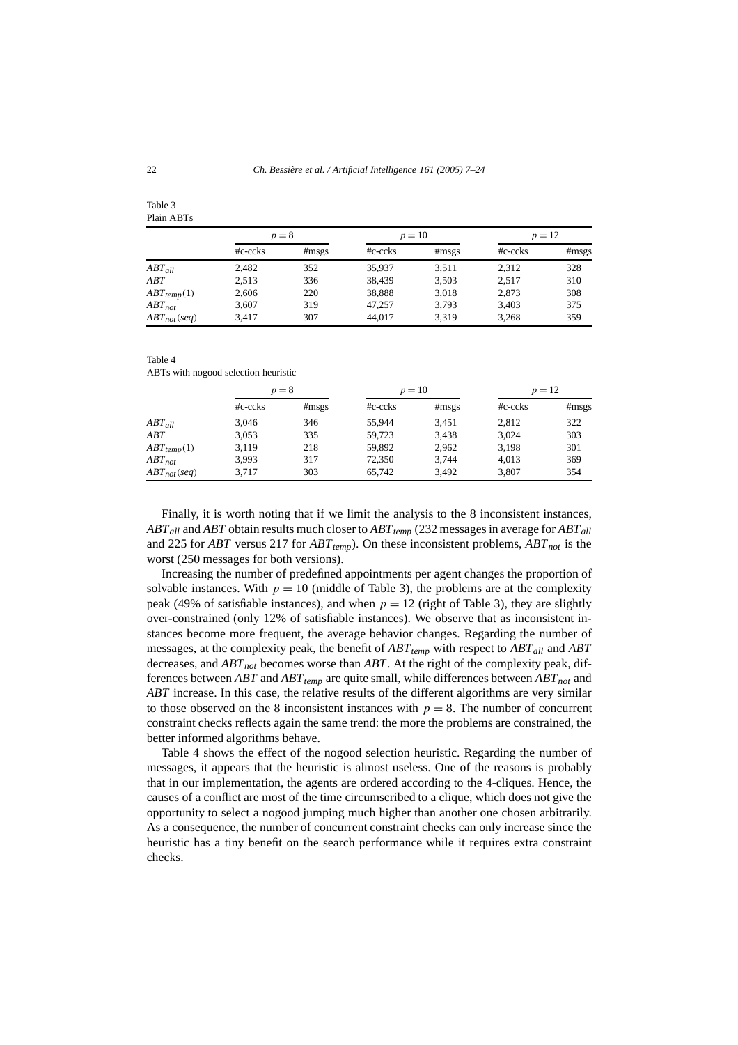Table 3
Plain ABTs

| | $p = 8$ | | $p = 10$ | | $p = 12$ | |
|---|---|---|---|---|---|---|
| | #c-ccks | #msgs | #c-ccks | #msgs | #c-ccks | #msgs |
| $ABT_{all}$ | 2,482 | 352 | 35,937 | 3,511 | 2,312 | 328 |
| $ABT$ | 2,513 | 336 | 38,439 | 3,503 | 2,517 | 310 |
| $ABT_{temp}(1)$ | 2,606 | 220 | 38,888 | 3,018 | 2,873 | 308 |
| $ABT_{not}$ | 3,607 | 319 | 47,257 | 3,793 | 3,403 | 375 |
| $ABT_{not}(seq)$ | 3,417 | 307 | 44,017 | 3,319 | 3,268 | 359 |

Table 4
ABTs with nogood selection heuristic

| | $p = 8$ | | $p = 10$ | | $p = 12$ | |
|---|---|---|---|---|---|---|
| | #c-ccks | #msgs | #c-ccks | #msgs | #c-ccks | #msgs |
| $ABT_{all}$ | 3,046 | 346 | 55,944 | 3,451 | 2,812 | 322 |
| $ABT$ | 3,053 | 335 | 59,723 | 3,438 | 3,024 | 303 |
| $ABT_{temp}(1)$ | 3,119 | 218 | 59,892 | 2,962 | 3,198 | 301 |
| $ABT_{not}$ | 3,993 | 317 | 72,350 | 3,744 | 4,013 | 369 |
| $ABT_{not}(seq)$ | 3,717 | 303 | 65,742 | 3,492 | 3,807 | 354 |

Finally, it is worth noting that if we limit the analysis to the 8 inconsistent instances, $ABT_{all}$ and $ABT$ obtain results much closer to $ABT_{temp}$ (232 messages in average for $ABT_{all}$ and 225 for $ABT$ versus 217 for $ABT_{temp}$). On these inconsistent problems, $ABT_{not}$ is the worst (250 messages for both versions).

Increasing the number of predefined appointments per agent changes the proportion of solvable instances. With $p = 10$ (middle of Table 3), the problems are at the complexity peak (49% of satisfiable instances), and when $p = 12$ (right of Table 3), they are slightly over-constrained (only 12% of satisfiable instances). We observe that as inconsistent instances become more frequent, the average behavior changes. Regarding the number of messages, at the complexity peak, the benefit of $ABT_{temp}$ with respect to $ABT_{all}$ and $ABT$ decreases, and $ABT_{not}$ becomes worse than $ABT$. At the right of the complexity peak, differences between $ABT$ and $ABT_{temp}$ are quite small, while differences between $ABT_{not}$ and $ABT$ increase. In this case, the relative results of the different algorithms are very similar to those observed on the 8 inconsistent instances with $p = 8$. The number of concurrent constraint checks reflects again the same trend: the more the problems are constrained, the better informed algorithms behave.

Table 4 shows the effect of the nogood selection heuristic. Regarding the number of messages, it appears that the heuristic is almost useless. One of the reasons is probably that in our implementation, the agents are ordered according to the 4-cliques. Hence, the causes of a conflict are most of the time circumscribed to a clique, which does not give the opportunity to select a nogood jumping much higher than another one chosen arbitrarily. As a consequence, the number of concurrent constraint checks can only increase since the heuristic has a tiny benefit on the search performance while it requires extra constraint checks.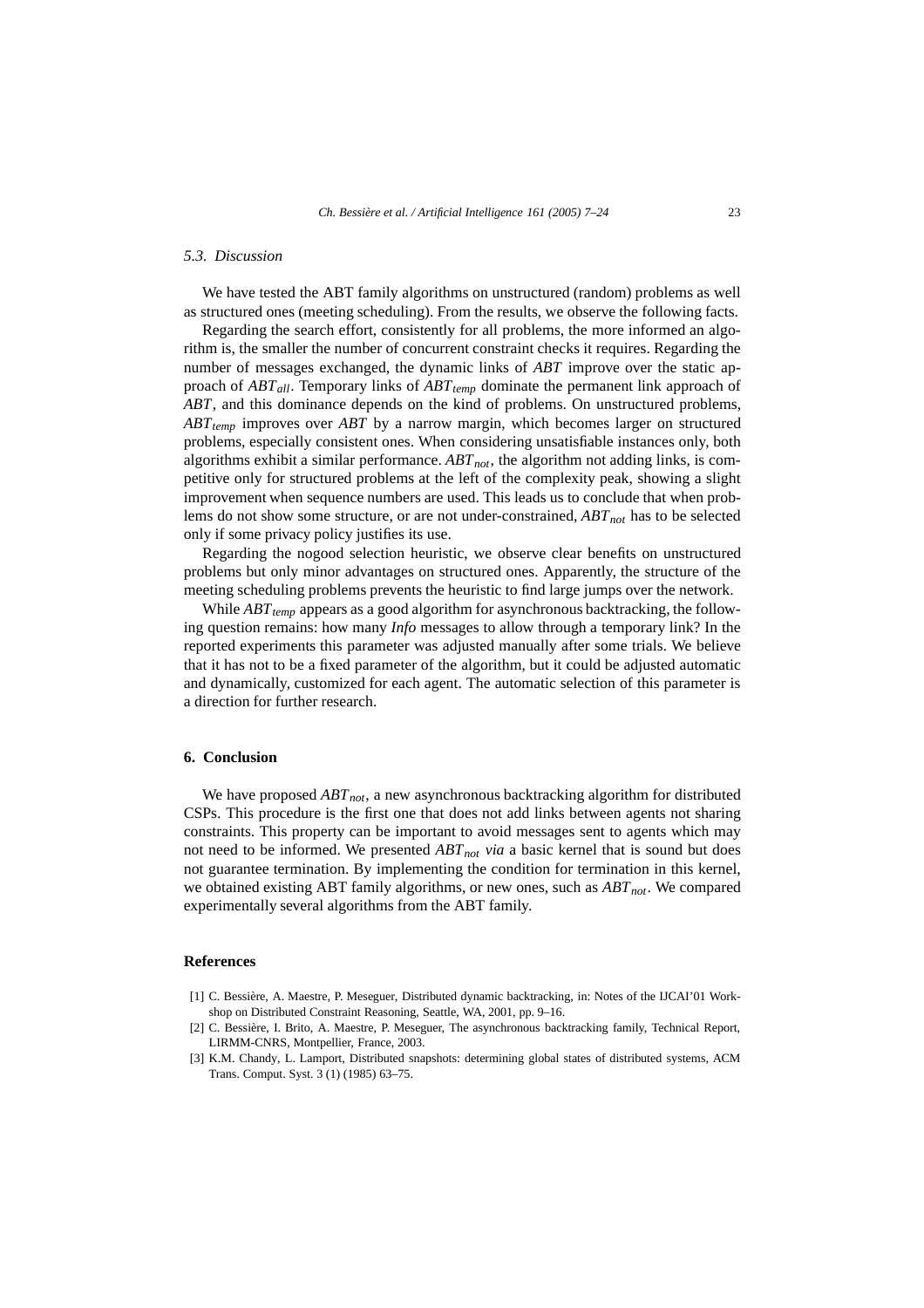### 5.3. Discussion

We have tested the ABT family algorithms on unstructured (random) problems as well as structured ones (meeting scheduling). From the results, we observe the following facts.

Regarding the search effort, consistently for all problems, the more informed an algorithm is, the smaller the number of concurrent constraint checks it requires. Regarding the number of messages exchanged, the dynamic links of *ABT* improve over the static approach of $ABT_{all}$. Temporary links of $ABT_{temp}$ dominate the permanent link approach of *ABT*, and this dominance depends on the kind of problems. On unstructured problems, $ABT_{temp}$ improves over *ABT* by a narrow margin, which becomes larger on structured problems, especially consistent ones. When considering unsatisfiable instances only, both algorithms exhibit a similar performance. $ABT_{not}$, the algorithm not adding links, is competitive only for structured problems at the left of the complexity peak, showing a slight improvement when sequence numbers are used. This leads us to conclude that when problems do not show some structure, or are not under-constrained, $ABT_{not}$ has to be selected only if some privacy policy justifies its use.

Regarding the nogood selection heuristic, we observe clear benefits on unstructured problems but only minor advantages on structured ones. Apparently, the structure of the meeting scheduling problems prevents the heuristic to find large jumps over the network.

While $ABT_{temp}$ appears as a good algorithm for asynchronous backtracking, the following question remains: how many *Info* messages to allow through a temporary link? In the reported experiments this parameter was adjusted manually after some trials. We believe that it has not to be a fixed parameter of the algorithm, but it could be adjusted automatic and dynamically, customized for each agent. The automatic selection of this parameter is a direction for further research.

## 6. Conclusion

We have proposed $ABT_{not}$, a new asynchronous backtracking algorithm for distributed CSPs. This procedure is the first one that does not add links between agents not sharing constraints. This property can be important to avoid messages sent to agents which may not need to be informed. We presented $ABT_{not}$ *via* a basic kernel that is sound but does not guarantee termination. By implementing the condition for termination in this kernel, we obtained existing ABT family algorithms, or new ones, such as $ABT_{not}$. We compared experimentally several algorithms from the ABT family.

## References

[1] C. Bessière, A. Maestre, P. Meseguer, Distributed dynamic backtracking, in: Notes of the IJCAI'01 Workshop on Distributed Constraint Reasoning, Seattle, WA, 2001, pp. 9–16.

[2] C. Bessière, I. Brito, A. Maestre, P. Meseguer, The asynchronous backtracking family, Technical Report, LIRMM-CNRS, Montpellier, France, 2003.

[3] K.M. Chandy, L. Lamport, Distributed snapshots: determining global states of distributed systems, ACM Trans. Comput. Syst. 3 (1) (1985) 63–75.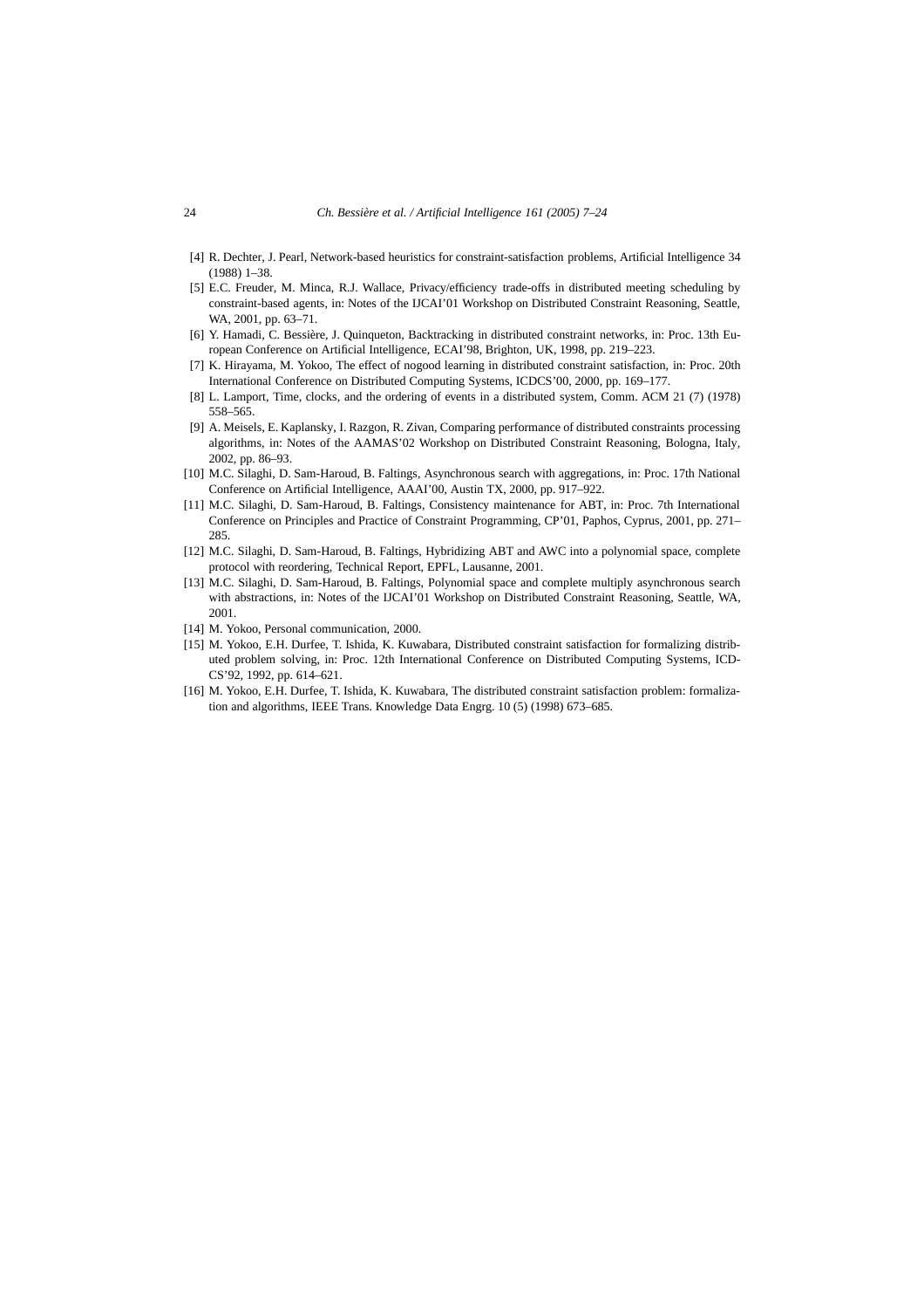[4] R. Dechter, J. Pearl, Network-based heuristics for constraint-satisfaction problems, Artificial Intelligence 34 (1988) 1–38.

[5] E.C. Freuder, M. Minca, R.J. Wallace, Privacy/efficiency trade-offs in distributed meeting scheduling by constraint-based agents, in: Notes of the IJCAI'01 Workshop on Distributed Constraint Reasoning, Seattle, WA, 2001, pp. 63–71.

[6] Y. Hamadi, C. Bessière, J. Quinqueton, Backtracking in distributed constraint networks, in: Proc. 13th European Conference on Artificial Intelligence, ECAI'98, Brighton, UK, 1998, pp. 219–223.

[7] K. Hirayama, M. Yokoo, The effect of nogood learning in distributed constraint satisfaction, in: Proc. 20th International Conference on Distributed Computing Systems, ICDCS'00, 2000, pp. 169–177.

[8] L. Lamport, Time, clocks, and the ordering of events in a distributed system, Comm. ACM 21 (7) (1978) 558–565.

[9] A. Meisels, E. Kaplansky, I. Razgon, R. Zivan, Comparing performance of distributed constraints processing algorithms, in: Notes of the AAMAS'02 Workshop on Distributed Constraint Reasoning, Bologna, Italy, 2002, pp. 86–93.

[10] M.C. Silaghi, D. Sam-Haroud, B. Faltings, Asynchronous search with aggregations, in: Proc. 17th National Conference on Artificial Intelligence, AAAI'00, Austin TX, 2000, pp. 917–922.

[11] M.C. Silaghi, D. Sam-Haroud, B. Faltings, Consistency maintenance for ABT, in: Proc. 7th International Conference on Principles and Practice of Constraint Programming, CP'01, Paphos, Cyprus, 2001, pp. 271–285.

[12] M.C. Silaghi, D. Sam-Haroud, B. Faltings, Hybridizing ABT and AWC into a polynomial space, complete protocol with reordering, Technical Report, EPFL, Lausanne, 2001.

[13] M.C. Silaghi, D. Sam-Haroud, B. Faltings, Polynomial space and complete multiply asynchronous search with abstractions, in: Notes of the IJCAI'01 Workshop on Distributed Constraint Reasoning, Seattle, WA, 2001.

[14] M. Yokoo, Personal communication, 2000.

[15] M. Yokoo, E.H. Durfee, T. Ishida, K. Kuwabara, Distributed constraint satisfaction for formalizing distributed problem solving, in: Proc. 12th International Conference on Distributed Computing Systems, ICDCS'92, 1992, pp. 614–621.

[16] M. Yokoo, E.H. Durfee, T. Ishida, K. Kuwabara, The distributed constraint satisfaction problem: formalization and algorithms, IEEE Trans. Knowledge Data Engrg. 10 (5) (1998) 673–685.